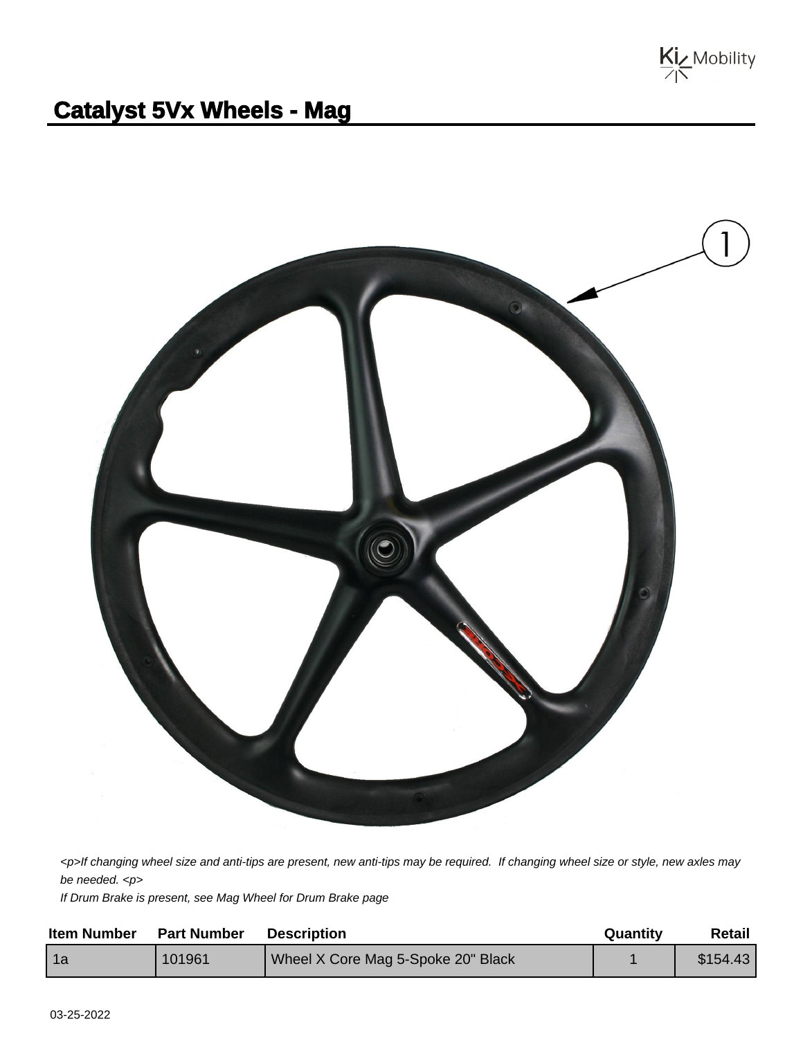# Catalyst 5Vx Wheels - Mag

*<p>If changing wheel size and anti-tips are present, new anti-tips may be required. If changing wheel size or style, new axles may be needed. <p>*

*If Drum Brake is present, see Mag Wheel for Drum Brake page*

| Item Number | Part Number | Description | Quantity | Retail |
|---|---|---|---|---|
| 1a | 101961 | Wheel X Core Mag 5-Spoke 20" Black | 1 | $154.43 |

03-25-2022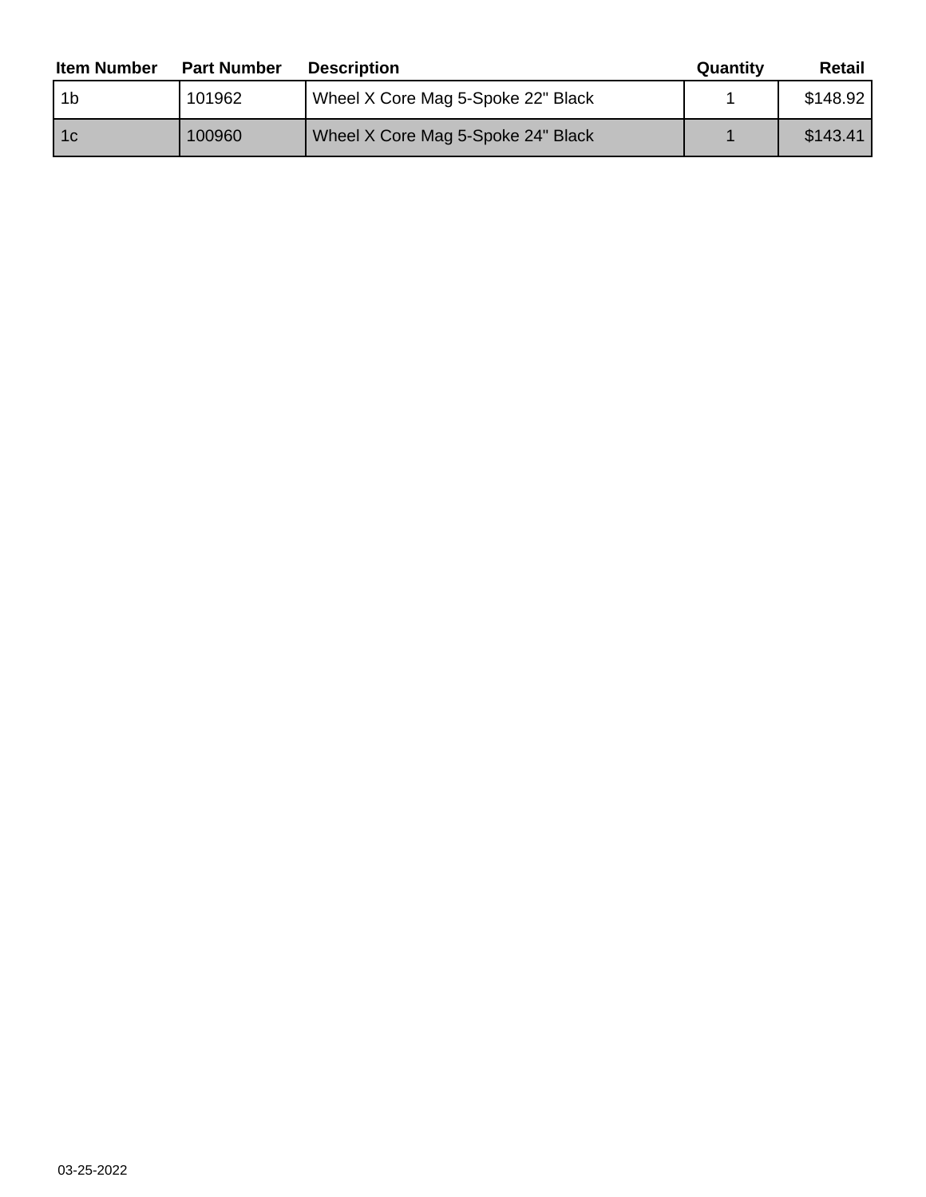| Item Number | Part Number | Description | Quantity | Retail |
|---|---|---|---|---|
| 1b | 101962 | Wheel X Core Mag 5-Spoke 22" Black | 1 | $148.92 |
| 1c | 100960 | Wheel X Core Mag 5-Spoke 24" Black | 1 | $143.41 |

03-25-2022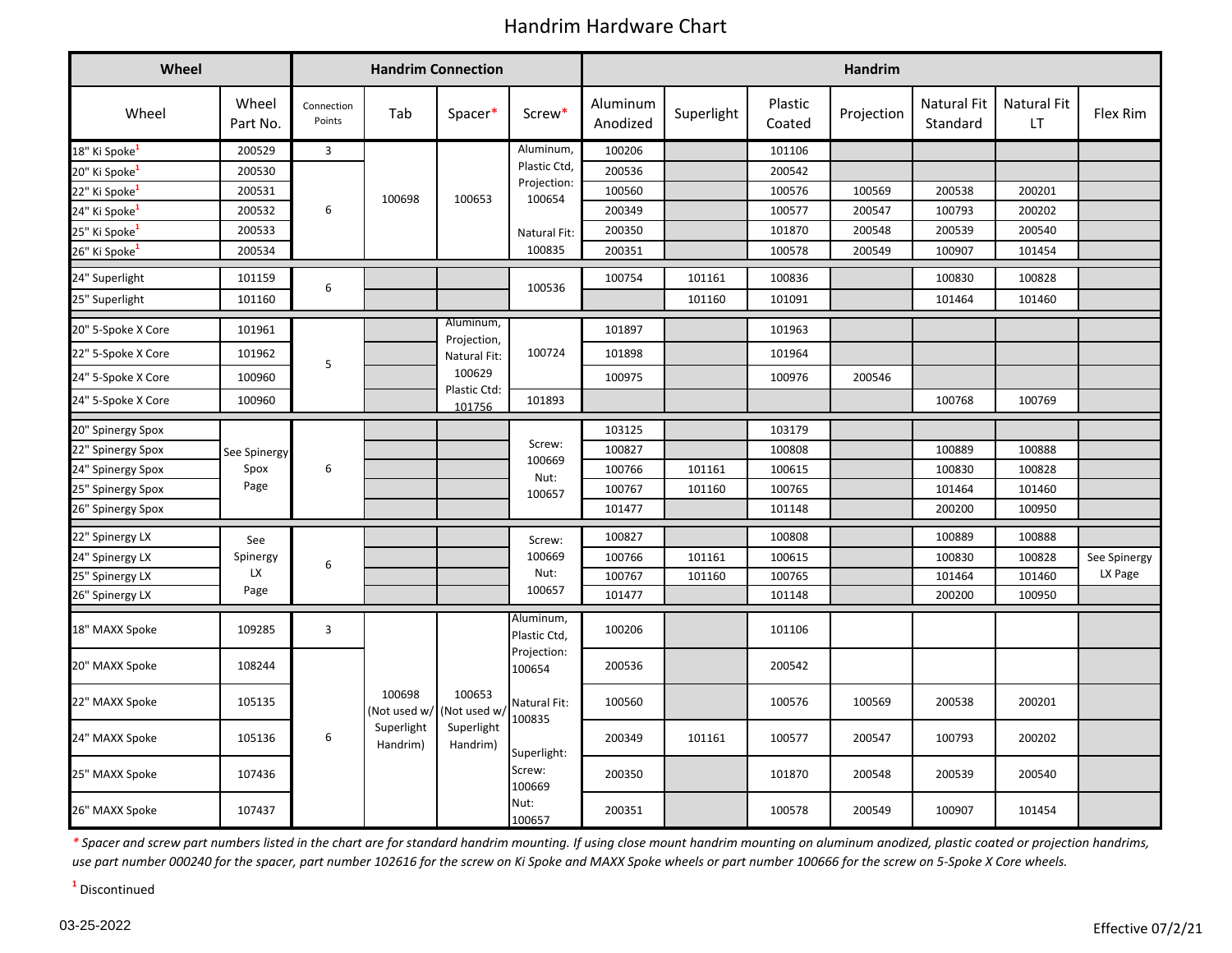# Handrim Hardware Chart

| Wheel | | Handrim Connection | | | | Handrim | | | | | | |
|---|---|---|---|---|---|---|---|---|---|---|---|---|
| Wheel | Wheel Part No. | Connection Points | Tab | Spacer* | Screw* | Aluminum Anodized | Superlight | Plastic Coated | Projection | Natural Fit Standard | Natural Fit LT | Flex Rim |
| 18" Ki Spoke[1] | 200529 | 3 | 100698 | 100653 | Aluminum, Plastic Ctd, Projection: 100654 Natural Fit: 100835 | 100206 | | 101106 | | | | |
| 20" Ki Spoke[1] | 200530 | 6 | | | | 200536 | | 200542 | | | | |
| 22" Ki Spoke[1] | 200531 | | | | | 100560 | | 100576 | 100569 | 200538 | 200201 | |
| 24" Ki Spoke[1] | 200532 | | | | | 200349 | | 100577 | 200547 | 100793 | 200202 | |
| 25" Ki Spoke[1] | 200533 | | | | | 200350 | | 101870 | 200548 | 200539 | 200540 | |
| 26" Ki Spoke[1] | 200534 | | | | | 200351 | | 100578 | 200549 | 100907 | 101454 | |
| 24" Superlight | 101159 | 6 | | | 100536 | 100754 | 101161 | 100836 | | 100830 | 100828 | |
| 25" Superlight | 101160 | | | | | | 101160 | 101091 | | 101464 | 101460 | |
| 20" 5-Spoke X Core | 101961 | 5 | | Aluminum, Projection, Natural Fit: 100629 Plastic Ctd: 101756 | 100724 | 101897 | | 101963 | | | | |
| 22" 5-Spoke X Core | 101962 | | | | | 101898 | | 101964 | | | | |
| 24" 5-Spoke X Core | 100960 | | | | | 100975 | | 100976 | 200546 | | | |
| 24" 5-Spoke X Core | 100960 | | | | 101893 | | | | | 100768 | 100769 | |
| 20" Spinergy Spox | See Spinergy Spox Page | 6 | | | Screw: 100669 Nut: 100657 | 103125 | | 103179 | | | | |
| 22" Spinergy Spox | | | | | | 100827 | | 100808 | | 100889 | 100888 | |
| 24" Spinergy Spox | | | | | | 100766 | 101161 | 100615 | | 100830 | 100828 | |
| 25" Spinergy Spox | | | | | | 100767 | 101160 | 100765 | | 101464 | 101460 | |
| 26" Spinergy Spox | | | | | | 101477 | | 101148 | | 200200 | 100950 | |
| 22" Spinergy LX | See Spinergy LX Page | 6 | | | Screw: 100669 Nut: 100657 | 100827 | | 100808 | | 100889 | 100888 | |
| 24" Spinergy LX | | | | | | 100766 | 101161 | 100615 | | 100830 | 100828 | See Spinergy LX Page |
| 25" Spinergy LX | | | | | | 100767 | 101160 | 100765 | | 101464 | 101460 | |
| 26" Spinergy LX | | | | | | 101477 | | 101148 | | 200200 | 100950 | |
| 18" MAXX Spoke | 109285 | 3 | 100698 (Not used w/ Superlight Handrim) | 100653 (Not used w/ Superlight Handrim) | Aluminum, Plastic Ctd, Projection: 100654 Natural Fit: 100835 Superlight: Screw: 100669 Nut: 100657 | 100206 | | 101106 | | | | |
| 20" MAXX Spoke | 108244 | 6 | | | | 200536 | | 200542 | | | | |
| 22" MAXX Spoke | 105135 | | | | | 100560 | | 100576 | 100569 | 200538 | 200201 | |
| 24" MAXX Spoke | 105136 | | | | | 200349 | 101161 | 100577 | 200547 | 100793 | 200202 | |
| 25" MAXX Spoke | 107436 | | | | | 200350 | | 101870 | 200548 | 200539 | 200540 | |
| 26" MAXX Spoke | 107437 | | | | | 200351 | | 100578 | 200549 | 100907 | 101454 | |

** Spacer and screw part numbers listed in the chart are for standard handrim mounting. If using close mount handrim mounting on aluminum anodized, plastic coated or projection handrims, use part number 000240 for the spacer, part number 102616 for the screw on Ki Spoke and MAXX Spoke wheels or part number 100666 for the screw on 5-Spoke X Core wheels.*

[1] Discontinued

03-25-2022

Effective 07/2/21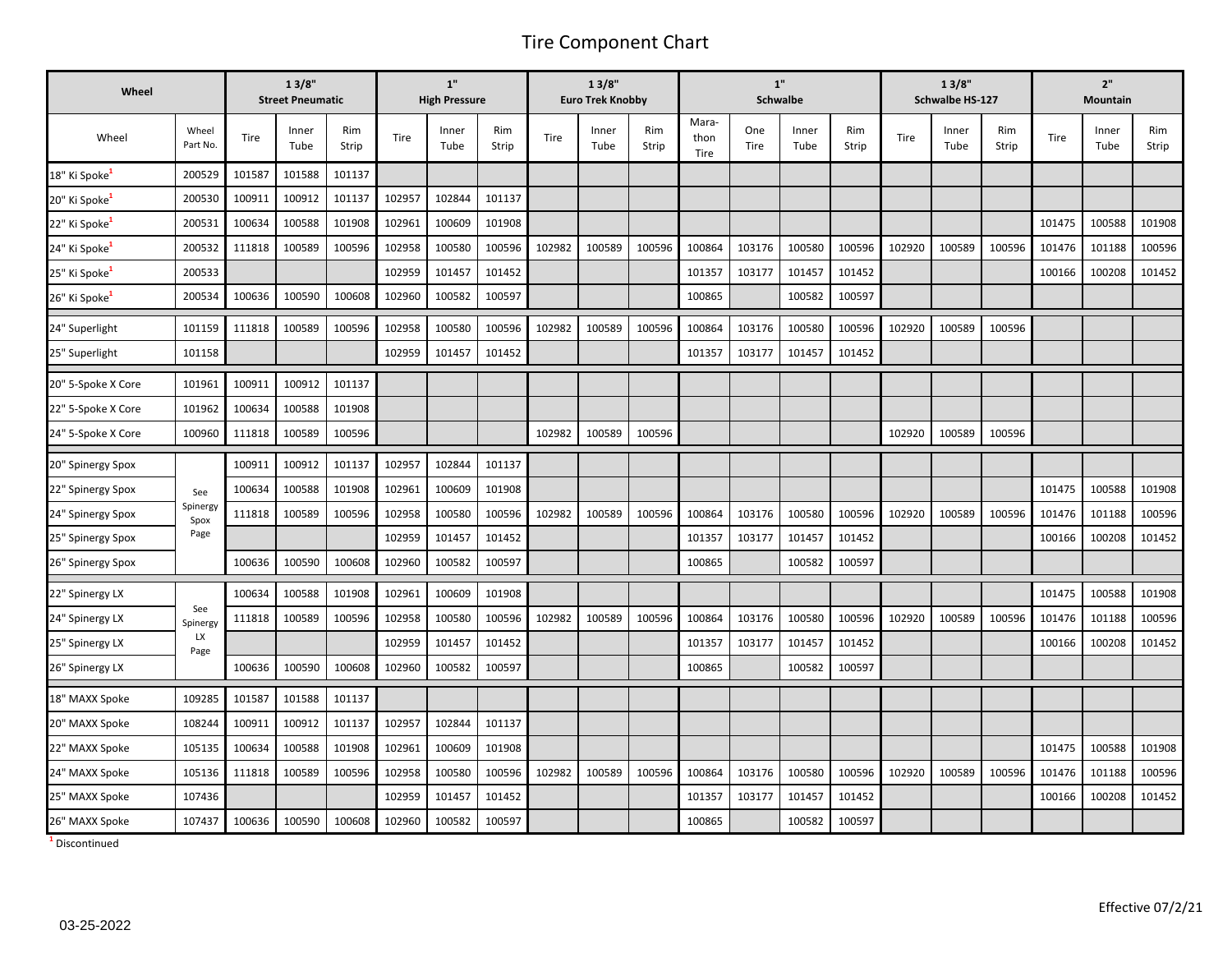# Tire Component Chart

| Wheel | | 1 3/8" Street Pneumatic | | | 1" High Pressure | | | 1 3/8" Euro Trek Knobby | | | 1" Schwalbe | | | | 1 3/8" Schwalbe HS-127 | | | 2" Mountain | | |
|---|---|---|---|---|---|---|---|---|---|---|---|---|---|---|---|---|---|---|---|---|
| Wheel | Wheel Part No. | Tire | Inner Tube | Rim Strip | Tire | Inner Tube | Rim Strip | Tire | Inner Tube | Rim Strip | Marathon Tire | One Tire | Inner Tube | Rim Strip | Tire | Inner Tube | Rim Strip | Tire | Inner Tube | Rim Strip |
| 18" Ki Spoke[1] | 200529 | 101587 | 101588 | 101137 | | | | | | | | | | | | | | | | |
| 20" Ki Spoke[1] | 200530 | 100911 | 100912 | 101137 | 102957 | 102844 | 101137 | | | | | | | | | | | | | |
| 22" Ki Spoke[1] | 200531 | 100634 | 100588 | 101908 | 102961 | 100609 | 101908 | | | | | | | | | | | 101475 | 100588 | 101908 |
| 24" Ki Spoke[1] | 200532 | 111818 | 100589 | 100596 | 102958 | 100580 | 100596 | 102982 | 100589 | 100596 | 100864 | 103176 | 100580 | 100596 | 102920 | 100589 | 100596 | 101476 | 101188 | 100596 |
| 25" Ki Spoke[1] | 200533 | | | | 102959 | 101457 | 101452 | | | | 101357 | 103177 | 101457 | 101452 | | | | 100166 | 100208 | 101452 |
| 26" Ki Spoke[1] | 200534 | 100636 | 100590 | 100608 | 102960 | 100582 | 100597 | | | | 100865 | | 100582 | 100597 | | | | | | |
| 24" Superlight | 101159 | 111818 | 100589 | 100596 | 102958 | 100580 | 100596 | 102982 | 100589 | 100596 | 100864 | 103176 | 100580 | 100596 | 102920 | 100589 | 100596 | | | |
| 25" Superlight | 101158 | | | | 102959 | 101457 | 101452 | | | | 101357 | 103177 | 101457 | 101452 | | | | | | |
| 20" 5-Spoke X Core | 101961 | 100911 | 100912 | 101137 | | | | | | | | | | | | | | | | |
| 22" 5-Spoke X Core | 101962 | 100634 | 100588 | 101908 | | | | | | | | | | | | | | | | |
| 24" 5-Spoke X Core | 100960 | 111818 | 100589 | 100596 | | | | 102982 | 100589 | 100596 | | | | | 102920 | 100589 | 100596 | | | |
| 20" Spinergy Spox | See Spinergy Spox Page | 100911 | 100912 | 101137 | 102957 | 102844 | 101137 | | | | | | | | | | | | | |
| 22" Spinergy Spox | | 100634 | 100588 | 101908 | 102961 | 100609 | 101908 | | | | | | | | | | | 101475 | 100588 | 101908 |
| 24" Spinergy Spox | | 111818 | 100589 | 100596 | 102958 | 100580 | 100596 | 102982 | 100589 | 100596 | 100864 | 103176 | 100580 | 100596 | 102920 | 100589 | 100596 | 101476 | 101188 | 100596 |
| 25" Spinergy Spox | | | | | 102959 | 101457 | 101452 | | | | 101357 | 103177 | 101457 | 101452 | | | | 100166 | 100208 | 101452 |
| 26" Spinergy Spox | | 100636 | 100590 | 100608 | 102960 | 100582 | 100597 | | | | 100865 | | 100582 | 100597 | | | | | | |
| 22" Spinergy LX | See Spinergy LX Page | 100634 | 100588 | 101908 | 102961 | 100609 | 101908 | | | | | | | | | | | 101475 | 100588 | 101908 |
| 24" Spinergy LX | | 111818 | 100589 | 100596 | 102958 | 100580 | 100596 | 102982 | 100589 | 100596 | 100864 | 103176 | 100580 | 100596 | 102920 | 100589 | 100596 | 101476 | 101188 | 100596 |
| 25" Spinergy LX | | | | | 102959 | 101457 | 101452 | | | | 101357 | 103177 | 101457 | 101452 | | | | 100166 | 100208 | 101452 |
| 26" Spinergy LX | | 100636 | 100590 | 100608 | 102960 | 100582 | 100597 | | | | 100865 | | 100582 | 100597 | | | | | | |
| 18" MAXX Spoke | 109285 | 101587 | 101588 | 101137 | | | | | | | | | | | | | | | | |
| 20" MAXX Spoke | 108244 | 100911 | 100912 | 101137 | 102957 | 102844 | 101137 | | | | | | | | | | | | | |
| 22" MAXX Spoke | 105135 | 100634 | 100588 | 101908 | 102961 | 100609 | 101908 | | | | | | | | | | | 101475 | 100588 | 101908 |
| 24" MAXX Spoke | 105136 | 111818 | 100589 | 100596 | 102958 | 100580 | 100596 | 102982 | 100589 | 100596 | 100864 | 103176 | 100580 | 100596 | 102920 | 100589 | 100596 | 101476 | 101188 | 100596 |
| 25" MAXX Spoke | 107436 | | | | 102959 | 101457 | 101452 | | | | 101357 | 103177 | 101457 | 101452 | | | | 100166 | 100208 | 101452 |
| 26" MAXX Spoke | 107437 | 100636 | 100590 | 100608 | 102960 | 100582 | 100597 | | | | 100865 | | 100582 | 100597 | | | | | | |

[1] Discontinued

03-25-2022

Effective 07/2/21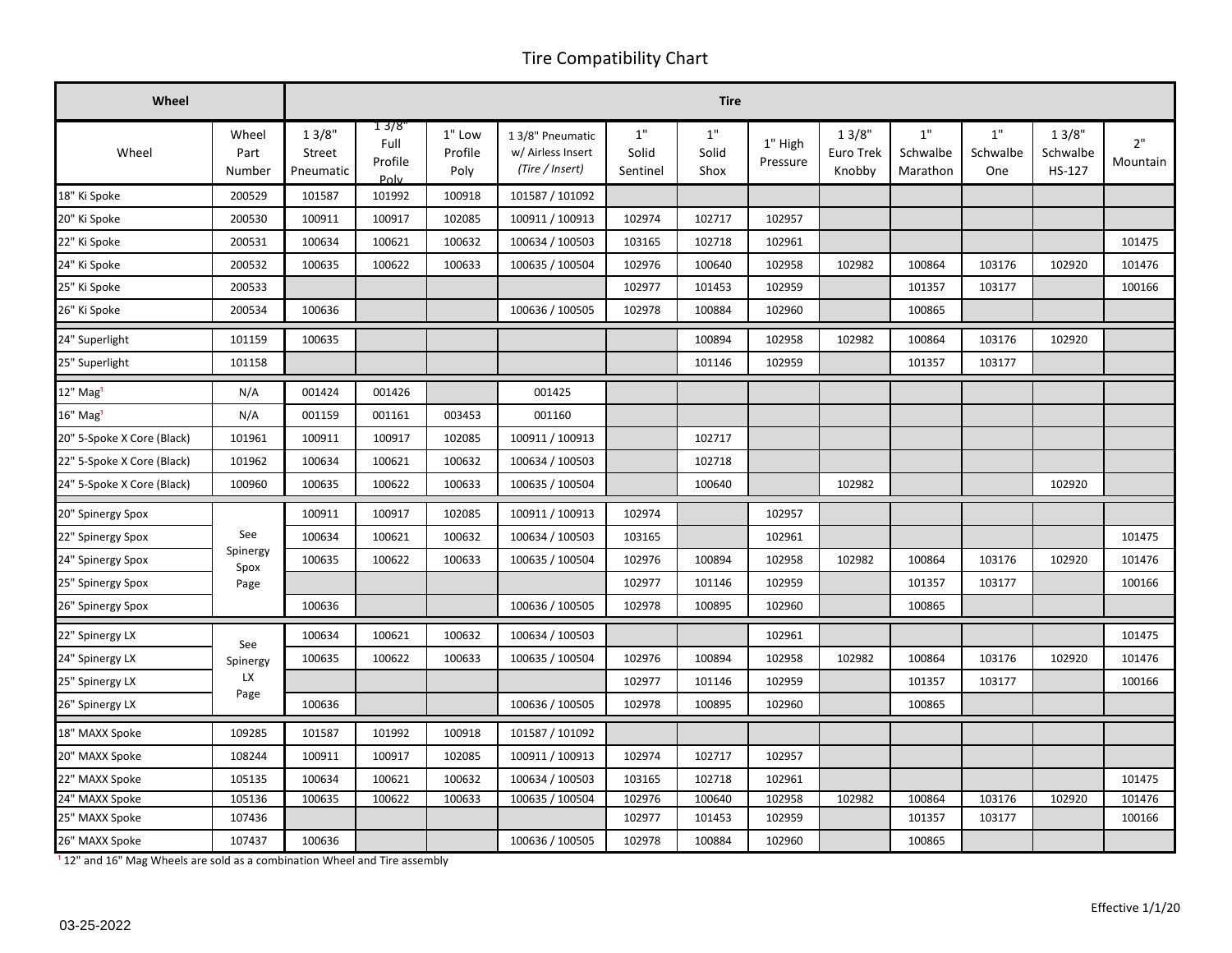# Tire Compatibility Chart

| Wheel | | Tire | | | | | | | | | | | |
|---|---|---|---|---|---|---|---|---|---|---|---|---|---|
| Wheel | Wheel Part Number | 1 3/8" Street Pneumatic | 1 3/8" Full Profile Poly | 1" Low Profile Poly | 1 3/8" Pneumatic w/ Airless Insert *(Tire / Insert)* | 1" Solid Sentinel | 1" Solid Shox | 1" High Pressure | 1 3/8" Euro Trek Knobby | 1" Schwalbe Marathon | 1" Schwalbe One | 1 3/8" Schwalbe HS-127 | 2" Mountain |
| 18" Ki Spoke | 200529 | 101587 | 101992 | 100918 | 101587 / 101092 | | | | | | | | |
| 20" Ki Spoke | 200530 | 100911 | 100917 | 102085 | 100911 / 100913 | 102974 | 102717 | 102957 | | | | | |
| 22" Ki Spoke | 200531 | 100634 | 100621 | 100632 | 100634 / 100503 | 103165 | 102718 | 102961 | | | | | 101475 |
| 24" Ki Spoke | 200532 | 100635 | 100622 | 100633 | 100635 / 100504 | 102976 | 100640 | 102958 | 102982 | 100864 | 103176 | 102920 | 101476 |
| 25" Ki Spoke | 200533 | | | | | 102977 | 101453 | 102959 | | 101357 | 103177 | | 100166 |
| 26" Ki Spoke | 200534 | 100636 | | | 100636 / 100505 | 102978 | 100884 | 102960 | | 100865 | | | |
| 24" Superlight | 101159 | 100635 | | | | | 100894 | 102958 | 102982 | 100864 | 103176 | 102920 | |
| 25" Superlight | 101158 | | | | | | 101146 | 102959 | | 101357 | 103177 | | |
| 12" Mag[1] | N/A | 001424 | 001426 | | 001425 | | | | | | | | |
| 16" Mag[1] | N/A | 001159 | 001161 | 003453 | 001160 | | | | | | | | |
| 20" 5-Spoke X Core (Black) | 101961 | 100911 | 100917 | 102085 | 100911 / 100913 | | 102717 | | | | | | |
| 22" 5-Spoke X Core (Black) | 101962 | 100634 | 100621 | 100632 | 100634 / 100503 | | 102718 | | | | | | |
| 24" 5-Spoke X Core (Black) | 100960 | 100635 | 100622 | 100633 | 100635 / 100504 | | 100640 | | 102982 | | | 102920 | |
| 20" Spinergy Spox | See Spinergy Spox Page | 100911 | 100917 | 102085 | 100911 / 100913 | 102974 | | 102957 | | | | | |
| 22" Spinergy Spox | | 100634 | 100621 | 100632 | 100634 / 100503 | 103165 | | 102961 | | | | | 101475 |
| 24" Spinergy Spox | | 100635 | 100622 | 100633 | 100635 / 100504 | 102976 | 100894 | 102958 | 102982 | 100864 | 103176 | 102920 | 101476 |
| 25" Spinergy Spox | | | | | | 102977 | 101146 | 102959 | | 101357 | 103177 | | 100166 |
| 26" Spinergy Spox | | 100636 | | | 100636 / 100505 | 102978 | 100895 | 102960 | | 100865 | | | |
| 22" Spinergy LX | See Spinergy LX Page | 100634 | 100621 | 100632 | 100634 / 100503 | | | 102961 | | | | | 101475 |
| 24" Spinergy LX | | 100635 | 100622 | 100633 | 100635 / 100504 | 102976 | 100894 | 102958 | 102982 | 100864 | 103176 | 102920 | 101476 |
| 25" Spinergy LX | | | | | | 102977 | 101146 | 102959 | | 101357 | 103177 | | 100166 |
| 26" Spinergy LX | | 100636 | | | 100636 / 100505 | 102978 | 100895 | 102960 | | 100865 | | | |
| 18" MAXX Spoke | 109285 | 101587 | 101992 | 100918 | 101587 / 101092 | | | | | | | | |
| 20" MAXX Spoke | 108244 | 100911 | 100917 | 102085 | 100911 / 100913 | 102974 | 102717 | 102957 | | | | | |
| 22" MAXX Spoke | 105135 | 100634 | 100621 | 100632 | 100634 / 100503 | 103165 | 102718 | 102961 | | | | | 101475 |
| 24" MAXX Spoke | 105136 | 100635 | 100622 | 100633 | 100635 / 100504 | 102976 | 100640 | 102958 | 102982 | 100864 | 103176 | 102920 | 101476 |
| 25" MAXX Spoke | 107436 | | | | | 102977 | 101453 | 102959 | | 101357 | 103177 | | 100166 |
| 26" MAXX Spoke | 107437 | 100636 | | | 100636 / 100505 | 102978 | 100884 | 102960 | | 100865 | | | |

[1] 12" and 16" Mag Wheels are sold as a combination Wheel and Tire assembly

Effective 1/1/20

03-25-2022